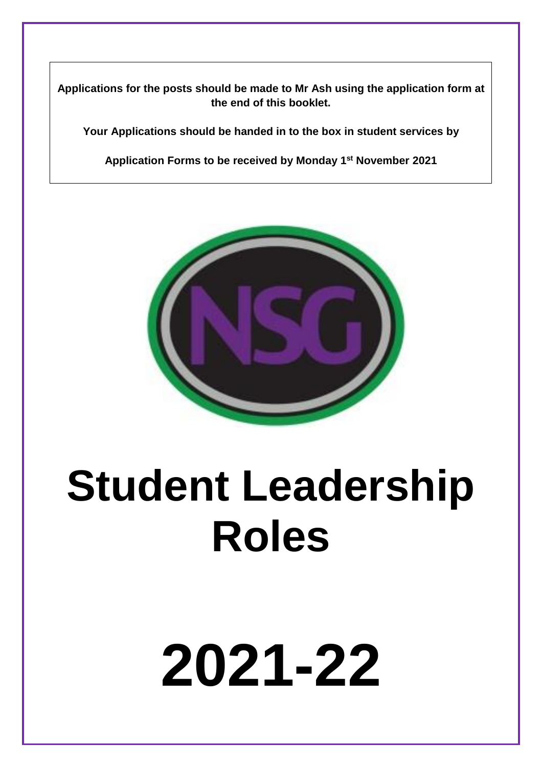**Applications for the posts should be made to Mr Ash using the application form at the end of this booklet.**

**Your Applications should be handed in to the box in student services by**

**Application Forms to be received by Monday 1st November 2021**

NSG

# Student Leadership Roles

# 2021-22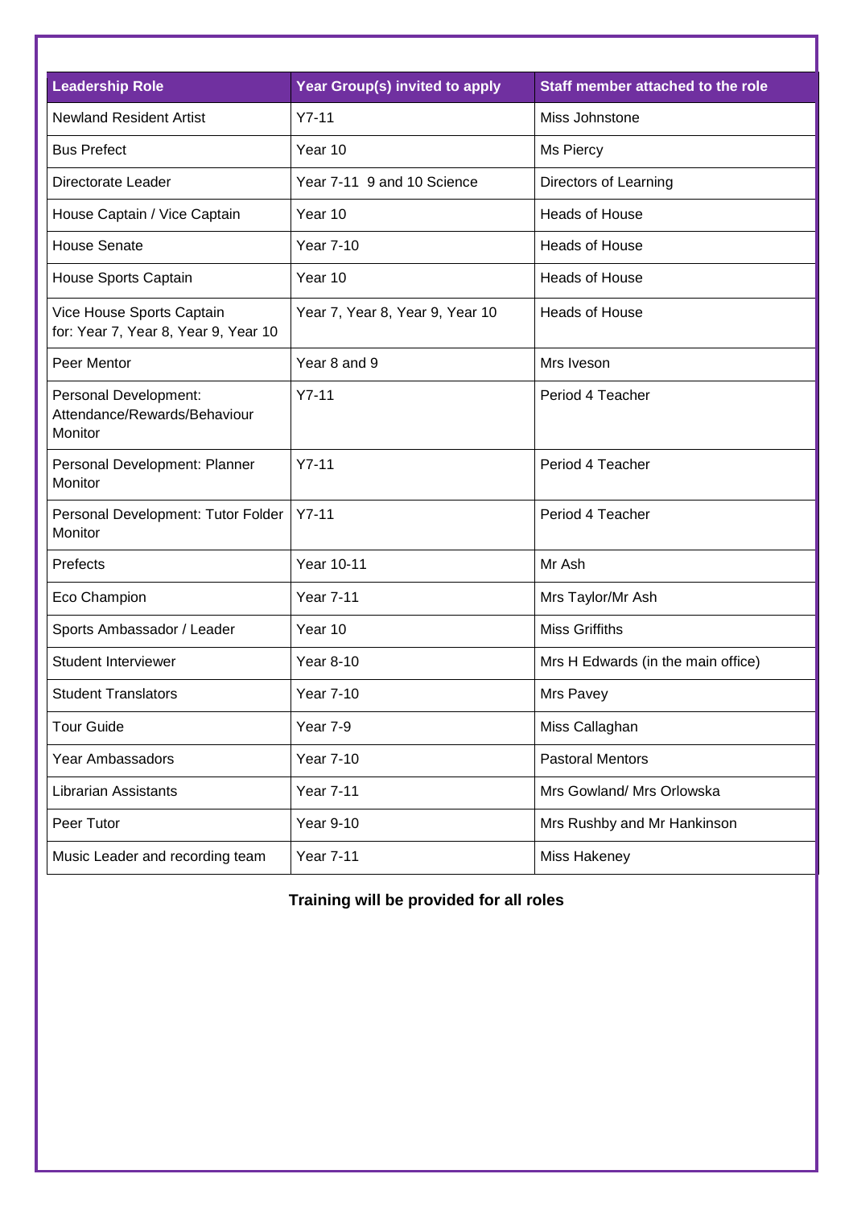| Leadership Role | Year Group(s) invited to apply | Staff member attached to the role |
| --- | --- | --- |
| Newland Resident Artist | Y7-11 | Miss Johnstone |
| Bus Prefect | Year 10 | Ms Piercy |
| Directorate Leader | Year 7-11 9 and 10 Science | Directors of Learning |
| House Captain / Vice Captain | Year 10 | Heads of House |
| House Senate | Year 7-10 | Heads of House |
| House Sports Captain | Year 10 | Heads of House |
| Vice House Sports Captain for: Year 7, Year 8, Year 9, Year 10 | Year 7, Year 8, Year 9, Year 10 | Heads of House |
| Peer Mentor | Year 8 and 9 | Mrs Iveson |
| Personal Development: Attendance/Rewards/Behaviour Monitor | Y7-11 | Period 4 Teacher |
| Personal Development: Planner Monitor | Y7-11 | Period 4 Teacher |
| Personal Development: Tutor Folder Monitor | Y7-11 | Period 4 Teacher |
| Prefects | Year 10-11 | Mr Ash |
| Eco Champion | Year 7-11 | Mrs Taylor/Mr Ash |
| Sports Ambassador / Leader | Year 10 | Miss Griffiths |
| Student Interviewer | Year 8-10 | Mrs H Edwards (in the main office) |
| Student Translators | Year 7-10 | Mrs Pavey |
| Tour Guide | Year 7-9 | Miss Callaghan |
| Year Ambassadors | Year 7-10 | Pastoral Mentors |
| Librarian Assistants | Year 7-11 | Mrs Gowland/ Mrs Orlowska |
| Peer Tutor | Year 9-10 | Mrs Rushby and Mr Hankinson |
| Music Leader and recording team | Year 7-11 | Miss Hakeney |

**Training will be provided for all roles**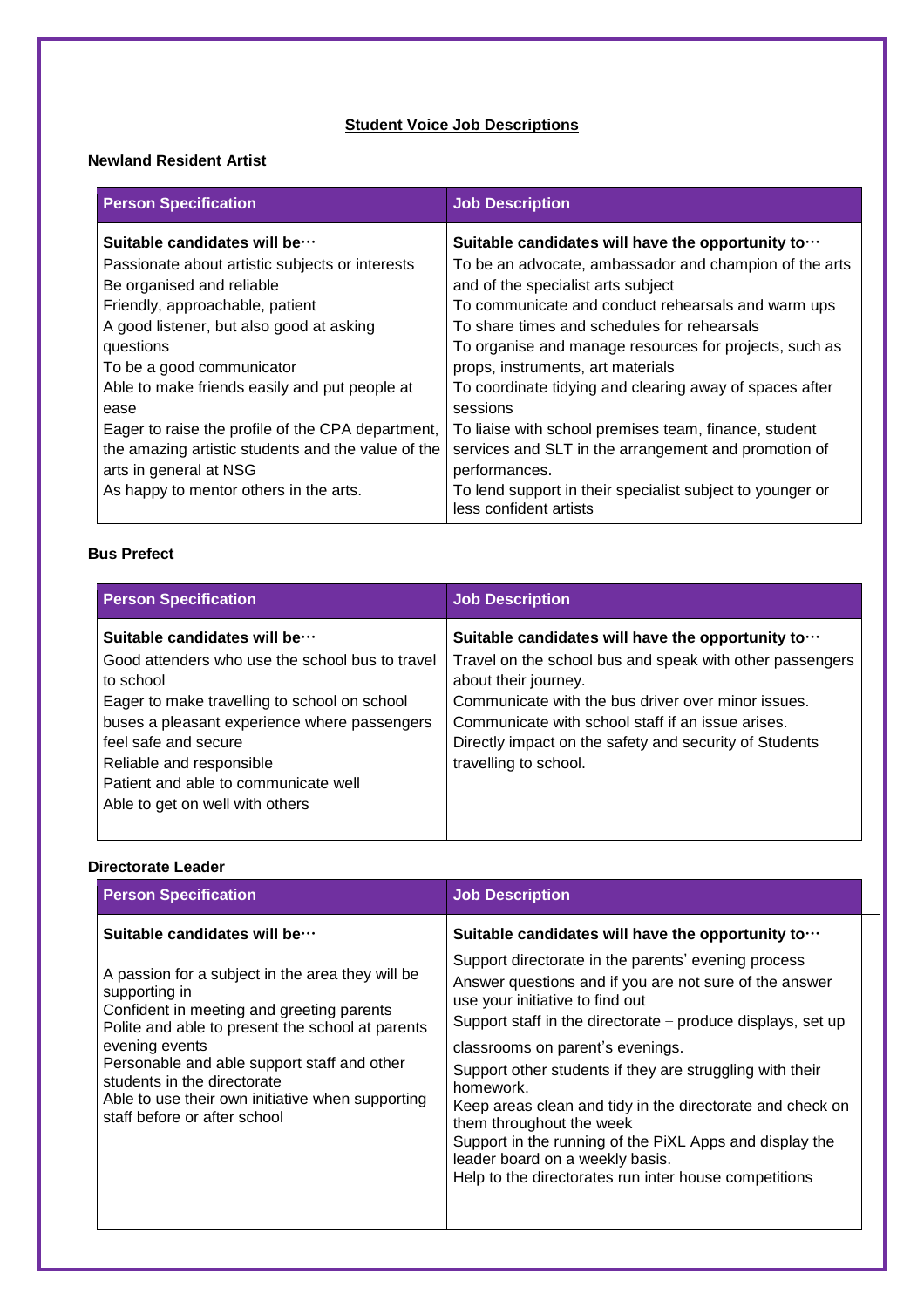## Student Voice Job Descriptions

### Newland Resident Artist

| Person Specification | Job Description |
|---|---|
| **Suitable candidates will be…**<br>Passionate about artistic subjects or interests<br>Be organised and reliable<br>Friendly, approachable, patient<br>A good listener, but also good at asking questions<br>To be a good communicator<br>Able to make friends easily and put people at ease<br>Eager to raise the profile of the CPA department, the amazing artistic students and the value of the arts in general at NSG<br>As happy to mentor others in the arts. | **Suitable candidates will have the opportunity to…**<br>To be an advocate, ambassador and champion of the arts and of the specialist arts subject<br>To communicate and conduct rehearsals and warm ups<br>To share times and schedules for rehearsals<br>To organise and manage resources for projects, such as props, instruments, art materials<br>To coordinate tidying and clearing away of spaces after sessions<br>To liaise with school premises team, finance, student services and SLT in the arrangement and promotion of performances.<br>To lend support in their specialist subject to younger or less confident artists |

### Bus Prefect

| Person Specification | Job Description |
|---|---|
| **Suitable candidates will be…**<br>Good attenders who use the school bus to travel to school<br>Eager to make travelling to school on school buses a pleasant experience where passengers feel safe and secure<br>Reliable and responsible<br>Patient and able to communicate well<br>Able to get on well with others | **Suitable candidates will have the opportunity to…**<br>Travel on the school bus and speak with other passengers about their journey.<br>Communicate with the bus driver over minor issues.<br>Communicate with school staff if an issue arises.<br>Directly impact on the safety and security of Students travelling to school. |

### Directorate Leader

| Person Specification | Job Description |
|---|---|
| **Suitable candidates will be…**<br>A passion for a subject in the area they will be supporting in<br>Confident in meeting and greeting parents<br>Polite and able to present the school at parents evening events<br>Personable and able support staff and other students in the directorate<br>Able to use their own initiative when supporting staff before or after school | **Suitable candidates will have the opportunity to…**<br>Support directorate in the parents' evening process<br>Answer questions and if you are not sure of the answer use your initiative to find out<br>Support staff in the directorate – produce displays, set up classrooms on parent's evenings.<br>Support other students if they are struggling with their homework.<br>Keep areas clean and tidy in the directorate and check on them throughout the week<br>Support in the running of the PiXL Apps and display the leader board on a weekly basis.<br>Help to the directorates run inter house competitions |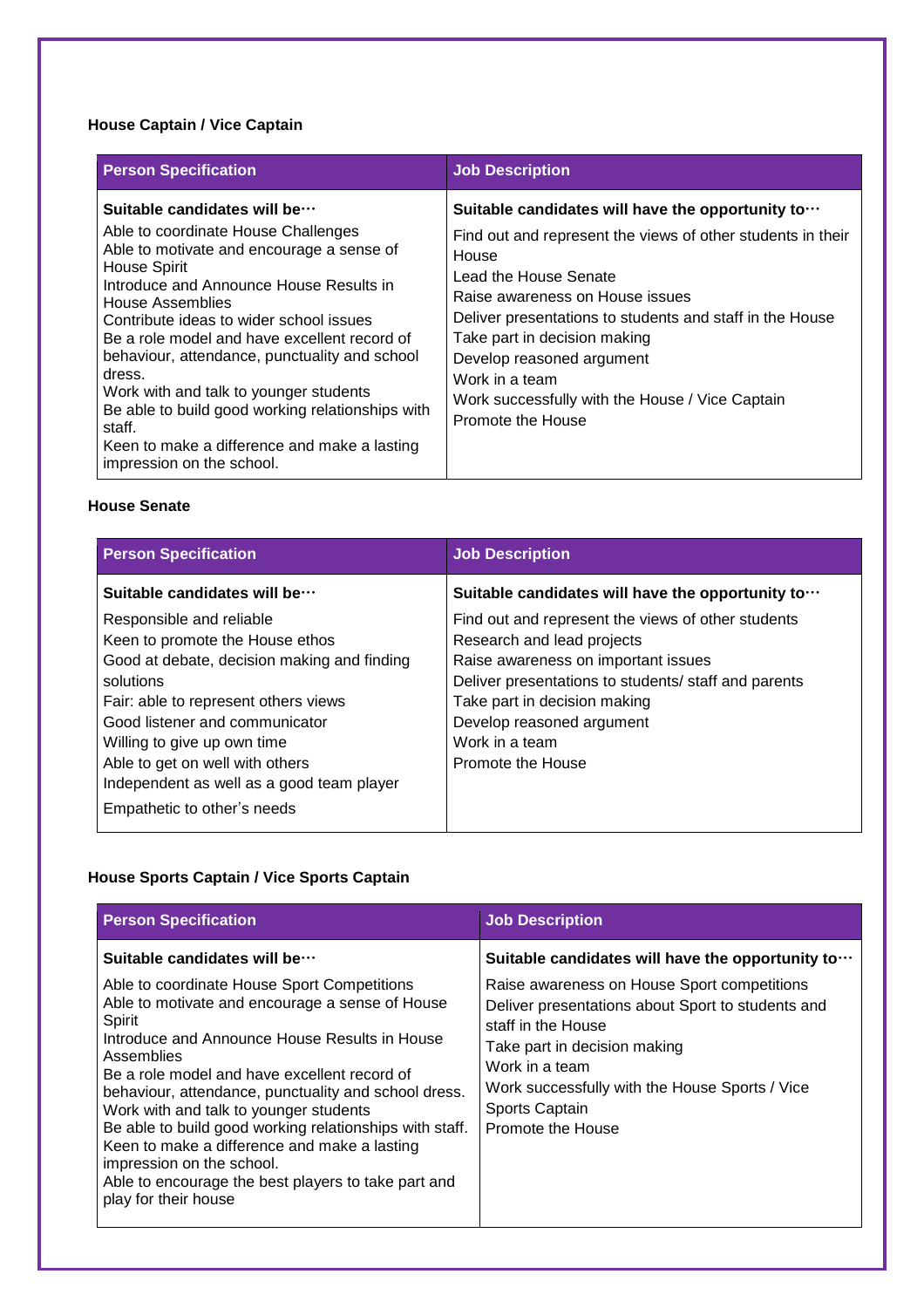### House Captain / Vice Captain

| Person Specification | Job Description |
| --- | --- |
| **Suitable candidates will be…**<br>Able to coordinate House Challenges<br>Able to motivate and encourage a sense of House Spirit<br>Introduce and Announce House Results in House Assemblies<br>Contribute ideas to wider school issues<br>Be a role model and have excellent record of behaviour, attendance, punctuality and school dress.<br>Work with and talk to younger students<br>Be able to build good working relationships with staff.<br>Keen to make a difference and make a lasting impression on the school. | **Suitable candidates will have the opportunity to…**<br>Find out and represent the views of other students in their House<br>Lead the House Senate<br>Raise awareness on House issues<br>Deliver presentations to students and staff in the House<br>Take part in decision making<br>Develop reasoned argument<br>Work in a team<br>Work successfully with the House / Vice Captain<br>Promote the House |

### House Senate

| Person Specification | Job Description |
| --- | --- |
| **Suitable candidates will be…**<br>Responsible and reliable<br>Keen to promote the House ethos<br>Good at debate, decision making and finding solutions<br>Fair: able to represent others views<br>Good listener and communicator<br>Willing to give up own time<br>Able to get on well with others<br>Independent as well as a good team player<br>Empathetic to other's needs | **Suitable candidates will have the opportunity to…**<br>Find out and represent the views of other students<br>Research and lead projects<br>Raise awareness on important issues<br>Deliver presentations to students/ staff and parents<br>Take part in decision making<br>Develop reasoned argument<br>Work in a team<br>Promote the House |

### House Sports Captain / Vice Sports Captain

| Person Specification | Job Description |
| --- | --- |
| **Suitable candidates will be…**<br>Able to coordinate House Sport Competitions<br>Able to motivate and encourage a sense of House Spirit<br>Introduce and Announce House Results in House Assemblies<br>Be a role model and have excellent record of behaviour, attendance, punctuality and school dress.<br>Work with and talk to younger students<br>Be able to build good working relationships with staff.<br>Keen to make a difference and make a lasting impression on the school.<br>Able to encourage the best players to take part and play for their house | **Suitable candidates will have the opportunity to…**<br>Raise awareness on House Sport competitions<br>Deliver presentations about Sport to students and staff in the House<br>Take part in decision making<br>Work in a team<br>Work successfully with the House Sports / Vice Sports Captain<br>Promote the House |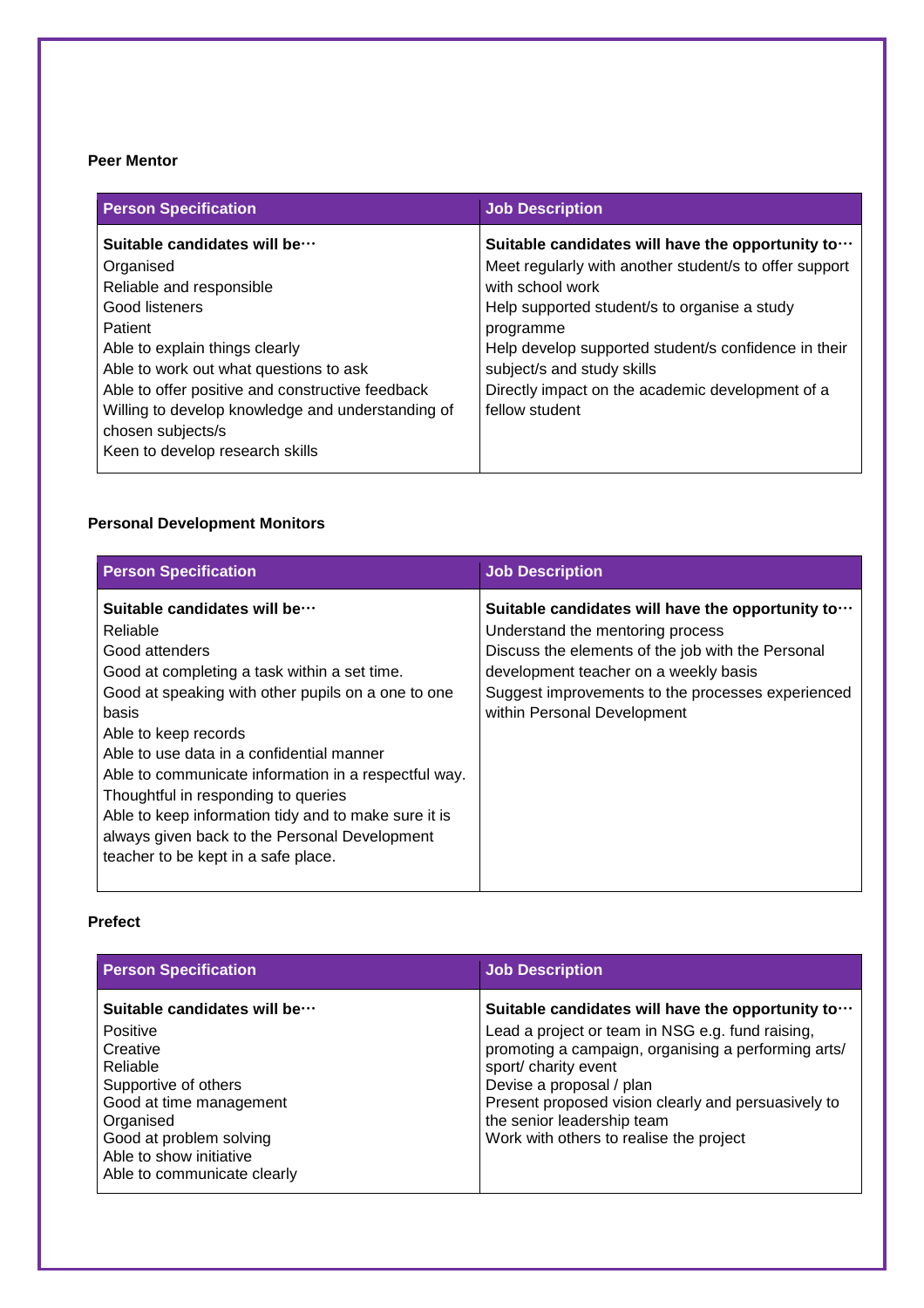### Peer Mentor

| Person Specification | Job Description |
|---|---|
| **Suitable candidates will be…**<br>Organised<br>Reliable and responsible<br>Good listeners<br>Patient<br>Able to explain things clearly<br>Able to work out what questions to ask<br>Able to offer positive and constructive feedback<br>Willing to develop knowledge and understanding of chosen subjects/s<br>Keen to develop research skills | **Suitable candidates will have the opportunity to…**<br>Meet regularly with another student/s to offer support with school work<br>Help supported student/s to organise a study programme<br>Help develop supported student/s confidence in their subject/s and study skills<br>Directly impact on the academic development of a fellow student |

### Personal Development Monitors

| Person Specification | Job Description |
|---|---|
| **Suitable candidates will be…**<br>Reliable<br>Good attenders<br>Good at completing a task within a set time.<br>Good at speaking with other pupils on a one to one basis<br>Able to keep records<br>Able to use data in a confidential manner<br>Able to communicate information in a respectful way.<br>Thoughtful in responding to queries<br>Able to keep information tidy and to make sure it is always given back to the Personal Development teacher to be kept in a safe place. | **Suitable candidates will have the opportunity to…**<br>Understand the mentoring process<br>Discuss the elements of the job with the Personal development teacher on a weekly basis<br>Suggest improvements to the processes experienced within Personal Development |

### Prefect

| Person Specification | Job Description |
|---|---|
| **Suitable candidates will be…**<br>Positive<br>Creative<br>Reliable<br>Supportive of others<br>Good at time management<br>Organised<br>Good at problem solving<br>Able to show initiative<br>Able to communicate clearly | **Suitable candidates will have the opportunity to…**<br>Lead a project or team in NSG e.g. fund raising, promoting a campaign, organising a performing arts/ sport/ charity event<br>Devise a proposal / plan<br>Present proposed vision clearly and persuasively to the senior leadership team<br>Work with others to realise the project |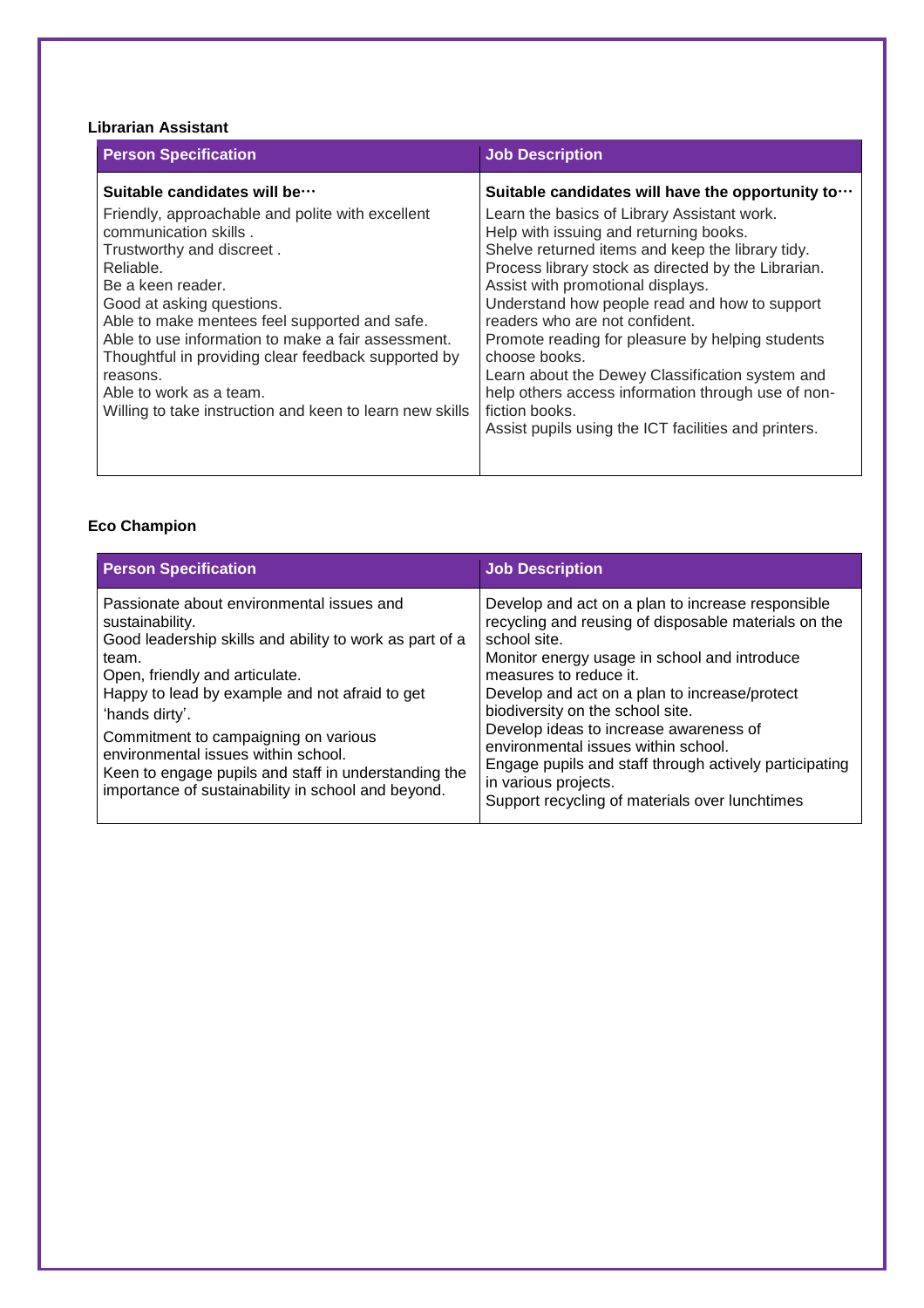**Librarian Assistant**

| Person Specification | Job Description |
|---|---|
| **Suitable candidates will be…**<br>Friendly, approachable and polite with excellent communication skills .<br>Trustworthy and discreet .<br>Reliable.<br>Be a keen reader.<br>Good at asking questions.<br>Able to make mentees feel supported and safe.<br>Able to use information to make a fair assessment.<br>Thoughtful in providing clear feedback supported by reasons.<br>Able to work as a team.<br>Willing to take instruction and keen to learn new skills | **Suitable candidates will have the opportunity to…**<br>Learn the basics of Library Assistant work.<br>Help with issuing and returning books.<br>Shelve returned items and keep the library tidy.<br>Process library stock as directed by the Librarian.<br>Assist with promotional displays.<br>Understand how people read and how to support readers who are not confident.<br>Promote reading for pleasure by helping students choose books.<br>Learn about the Dewey Classification system and help others access information through use of non-fiction books.<br>Assist pupils using the ICT facilities and printers. |

**Eco Champion**

| Person Specification | Job Description |
|---|---|
| Passionate about environmental issues and sustainability.<br>Good leadership skills and ability to work as part of a team.<br>Open, friendly and articulate.<br>Happy to lead by example and not afraid to get 'hands dirty'.<br>Commitment to campaigning on various environmental issues within school.<br>Keen to engage pupils and staff in understanding the importance of sustainability in school and beyond. | Develop and act on a plan to increase responsible recycling and reusing of disposable materials on the school site.<br>Monitor energy usage in school and introduce measures to reduce it.<br>Develop and act on a plan to increase/protect biodiversity on the school site.<br>Develop ideas to increase awareness of environmental issues within school.<br>Engage pupils and staff through actively participating in various projects.<br>Support recycling of materials over lunchtimes |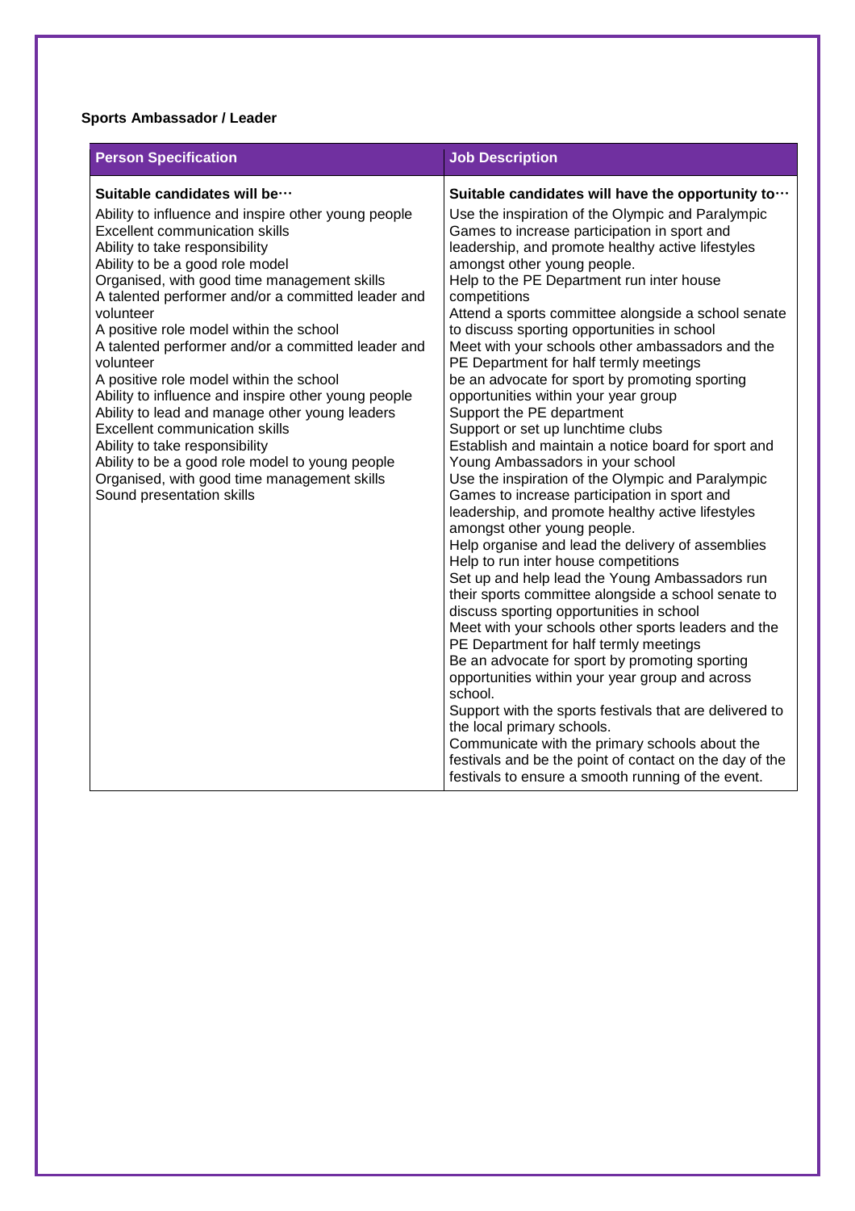**Sports Ambassador / Leader**

| Person Specification | Job Description |
|---|---|
| **Suitable candidates will be…**<br>Ability to influence and inspire other young people<br>Excellent communication skills<br>Ability to take responsibility<br>Ability to be a good role model<br>Organised, with good time management skills<br>A talented performer and/or a committed leader and volunteer<br>A positive role model within the school<br>A talented performer and/or a committed leader and volunteer<br>A positive role model within the school<br>Ability to influence and inspire other young people<br>Ability to lead and manage other young leaders<br>Excellent communication skills<br>Ability to take responsibility<br>Ability to be a good role model to young people<br>Organised, with good time management skills<br>Sound presentation skills | **Suitable candidates will have the opportunity to…**<br>Use the inspiration of the Olympic and Paralympic Games to increase participation in sport and leadership, and promote healthy active lifestyles amongst other young people.<br>Help to the PE Department run inter house competitions<br>Attend a sports committee alongside a school senate to discuss sporting opportunities in school<br>Meet with your schools other ambassadors and the PE Department for half termly meetings<br>be an advocate for sport by promoting sporting opportunities within your year group<br>Support the PE department<br>Support or set up lunchtime clubs<br>Establish and maintain a notice board for sport and Young Ambassadors in your school<br>Use the inspiration of the Olympic and Paralympic Games to increase participation in sport and leadership, and promote healthy active lifestyles amongst other young people.<br>Help organise and lead the delivery of assemblies<br>Help to run inter house competitions<br>Set up and help lead the Young Ambassadors run their sports committee alongside a school senate to discuss sporting opportunities in school<br>Meet with your schools other sports leaders and the PE Department for half termly meetings<br>Be an advocate for sport by promoting sporting opportunities within your group and across school.<br>Support with the sports festivals that are delivered to the local primary schools.<br>Communicate with the primary schools about the festivals and be the point of contact on the day of the festivals to ensure a smooth running of the event. |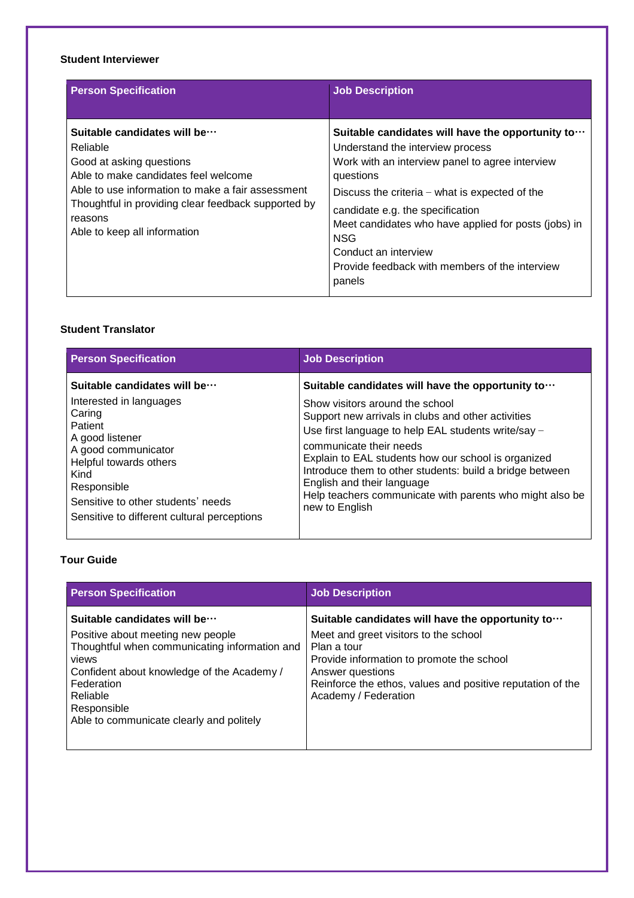**Student Interviewer**

| Person Specification | Job Description |
|---|---|
| **Suitable candidates will be…**<br>Reliable<br>Good at asking questions<br>Able to make candidates feel welcome<br>Able to use information to make a fair assessment<br>Thoughtful in providing clear feedback supported by reasons<br>Able to keep all information | **Suitable candidates will have the opportunity to…**<br>Understand the interview process<br>Work with an interview panel to agree interview questions<br>Discuss the criteria – what is expected of the candidate e.g. the specification<br>Meet candidates who have applied for posts (jobs) in NSG<br>Conduct an interview<br>Provide feedback with members of the interview panels |

**Student Translator**

| Person Specification | Job Description |
|---|---|
| **Suitable candidates will be…**<br>Interested in languages<br>Caring<br>Patient<br>A good listener<br>A good communicator<br>Helpful towards others<br>Kind<br>Responsible<br>Sensitive to other students' needs<br>Sensitive to different cultural perceptions | **Suitable candidates will have the opportunity to…**<br>Show visitors around the school<br>Support new arrivals in clubs and other activities<br>Use first language to help EAL students write/say – communicate their needs<br>Explain to EAL students how our school is organized<br>Introduce them to other students: build a bridge between English and their language<br>Help teachers communicate with parents who might also be new to English |

**Tour Guide**

| Person Specification | Job Description |
|---|---|
| **Suitable candidates will be…**<br>Positive about meeting new people<br>Thoughtful when communicating information and views<br>Confident about knowledge of the Academy / Federation<br>Reliable<br>Responsible<br>Able to communicate clearly and politely | **Suitable candidates will have the opportunity to…**<br>Meet and greet visitors to the school<br>Plan a tour<br>Provide information to promote the school<br>Answer questions<br>Reinforce the ethos, values and positive reputation of the Academy / Federation |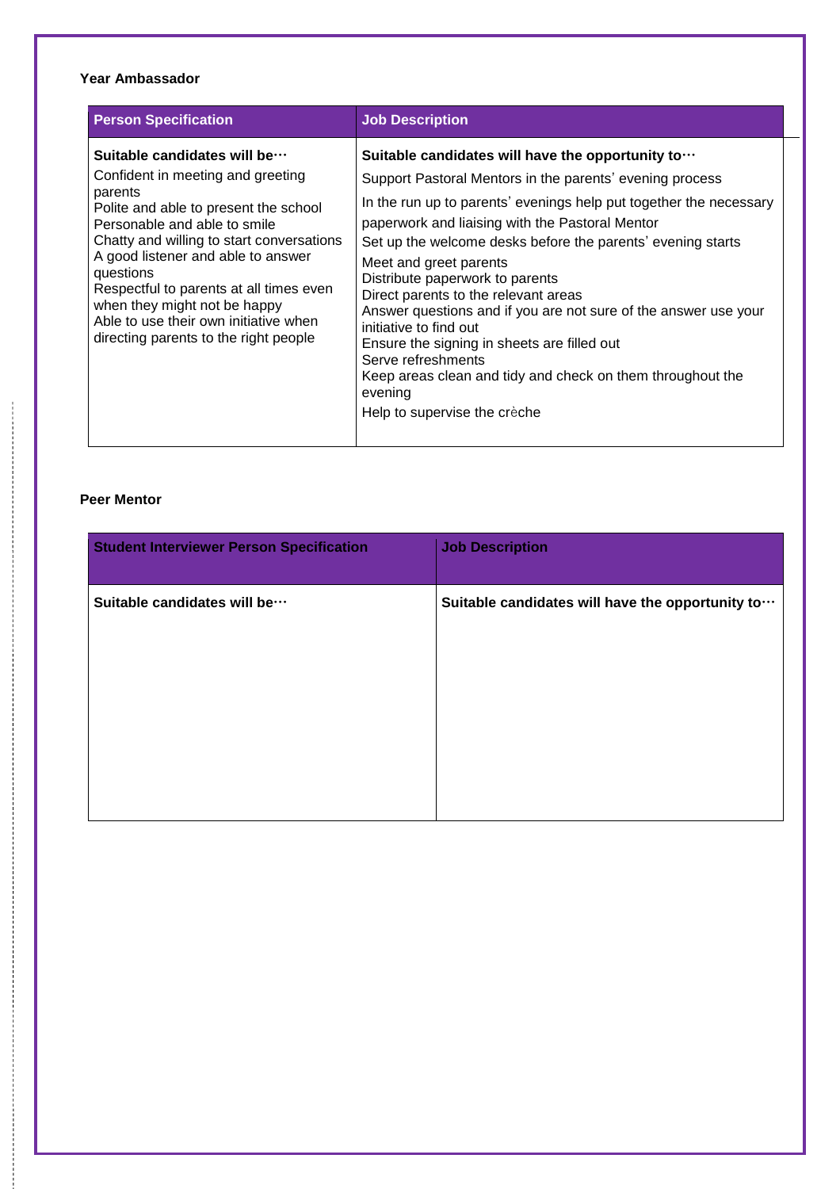**Year Ambassador**

| Person Specification | Job Description |
|---|---|
| **Suitable candidates will be…**<br>Confident in meeting and greeting parents<br>Polite and able to present the school<br>Personable and able to smile<br>Chatty and willing to start conversations<br>A good listener and able to answer questions<br>Respectful to parents at all times even when they might not be happy<br>Able to use their own initiative when directing parents to the right people | **Suitable candidates will have the opportunity to…**<br>Support Pastoral Mentors in the parents' evening process<br>In the run up to parents' evenings help put together the necessary paperwork and liaising with the Pastoral Mentor<br>Set up the welcome desks before the parents' evening starts<br>Meet and greet parents<br>Distribute paperwork to parents<br>Direct parents to the relevant areas<br>Answer questions and if you are not sure of the answer use your initiative to find out<br>Ensure the signing in sheets are filled out<br>Serve refreshments<br>Keep areas clean and tidy and check on them throughout the evening<br>Help to supervise the crèche |

**Peer Mentor**

| Student Interviewer Person Specification | Job Description |
|---|---|
| **Suitable candidates will be…** | **Suitable candidates will have the opportunity to…** |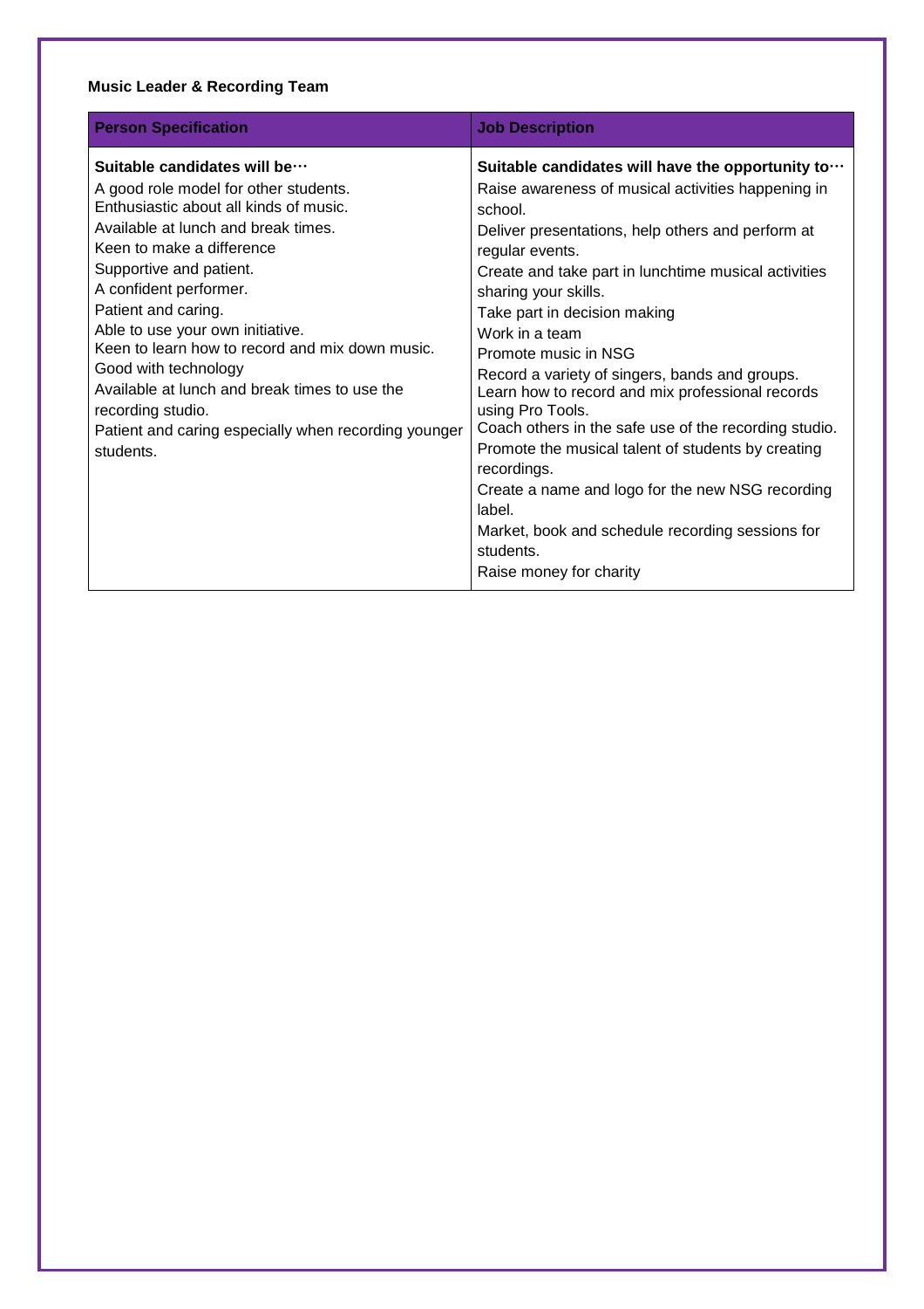**Music Leader & Recording Team**

| Person Specification | Job Description |
|---|---|
| **Suitable candidates will be…**<br>A good role model for other students.<br>Enthusiastic about all kinds of music.<br>Available at lunch and break times.<br>Keen to make a difference<br>Supportive and patient.<br>A confident performer.<br>Patient and caring.<br>Able to use your own initiative.<br>Keen to learn how to record and mix down music.<br>Good with technology<br>Available at lunch and break times to use the recording studio.<br>Patient and caring especially when recording younger students. | **Suitable candidates will have the opportunity to…**<br>Raise awareness of musical activities happening in school.<br>Deliver presentations, help others and perform at regular events.<br>Create and take part in lunchtime musical activities sharing your skills.<br>Take part in decision making<br>Work in a team<br>Promote music in NSG<br>Record a variety of singers, bands and groups.<br>Learn how to record and mix professional records using Pro Tools.<br>Coach others in the safe use of the recording studio.<br>Promote the musical talent of students by creating recordings.<br>Create a name and logo for the new NSG recording label.<br>Market, book and schedule recording sessions for students.<br>Raise money for charity |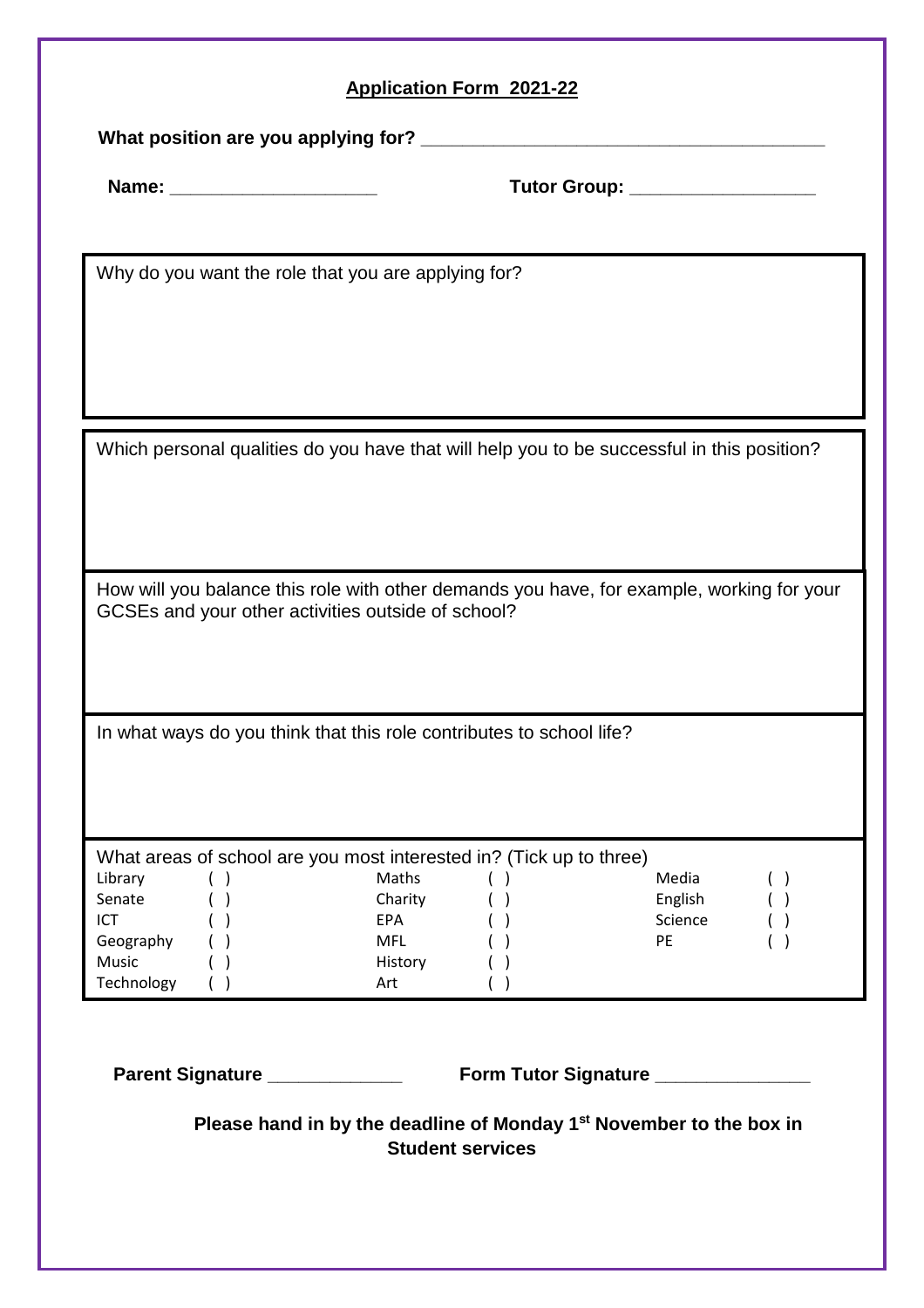## Application Form 2021-22

**What position are you applying for?** ________________________________________

**Name:** ____________________ **Tutor Group:** __________________

Why do you want the role that you are applying for?

Which personal qualities do you have that will help you to be successful in this position?

How will you balance this role with other demands you have, for example, working for your GCSEs and your other activities outside of school?

In what ways do you think that this role contributes to school life?

What areas of school are you most interested in? (Tick up to three)

| | | | | | |
|---|---|---|---|---|---|
| Library | ( ) | Maths | ( ) | Media | ( ) |
| Senate | ( ) | Charity | ( ) | English | ( ) |
| ICT | ( ) | EPA | ( ) | Science | ( ) |
| Geography | ( ) | MFL | ( ) | PE | ( ) |
| Music | ( ) | History | ( ) | | |
| Technology | ( ) | Art | ( ) | | |

**Parent Signature** _____________ **Form Tutor Signature** _______________

**Please hand in by the deadline of Monday 1st November to the box in Student services**